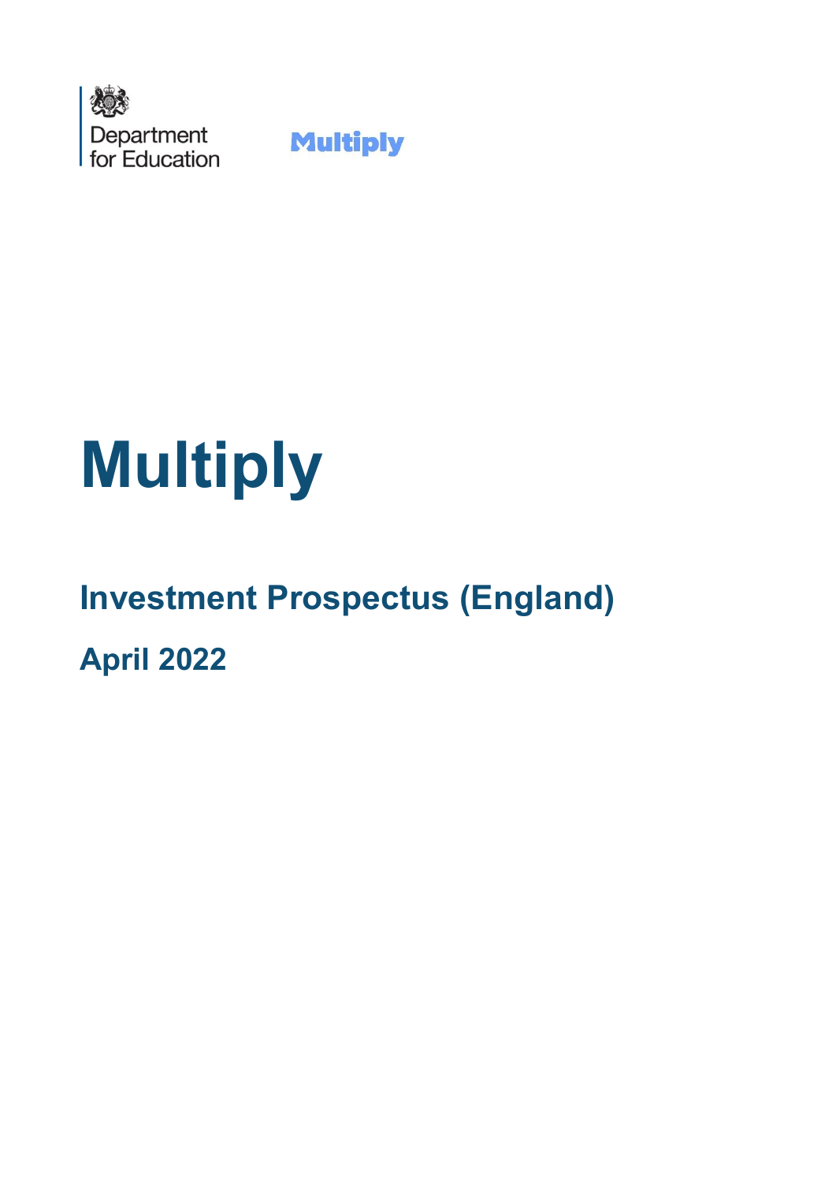Department for Education

Multiply

# Multiply

## Investment Prospectus (England)

## April 2022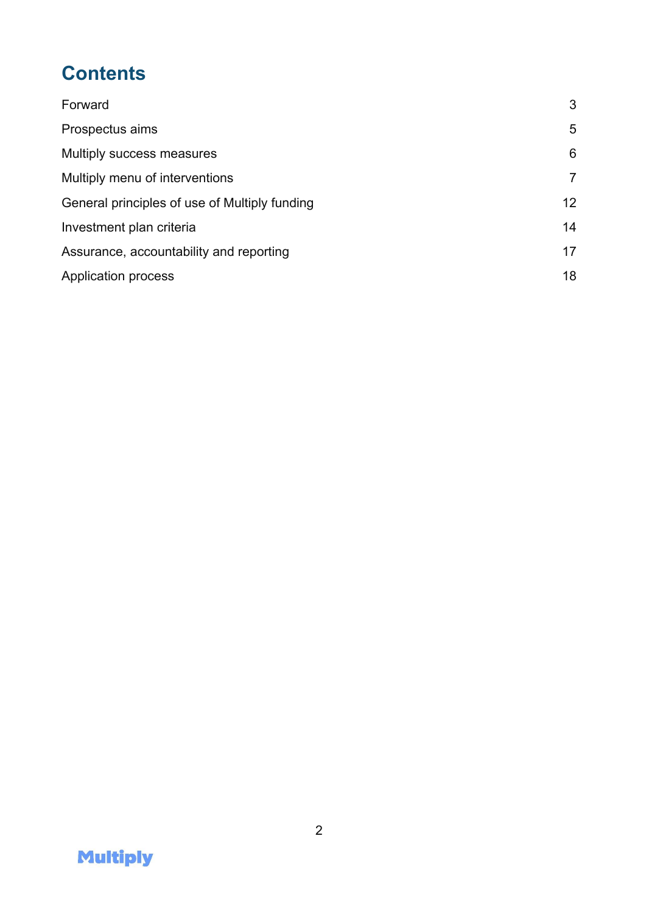# Contents

| | |
|---|---|
| Forward | 3 |
| Prospectus aims | 5 |
| Multiply success measures | 6 |
| Multiply menu of interventions | 7 |
| General principles of use of Multiply funding | 12 |
| Investment plan criteria | 14 |
| Assurance, accountability and reporting | 17 |
| Application process | 18 |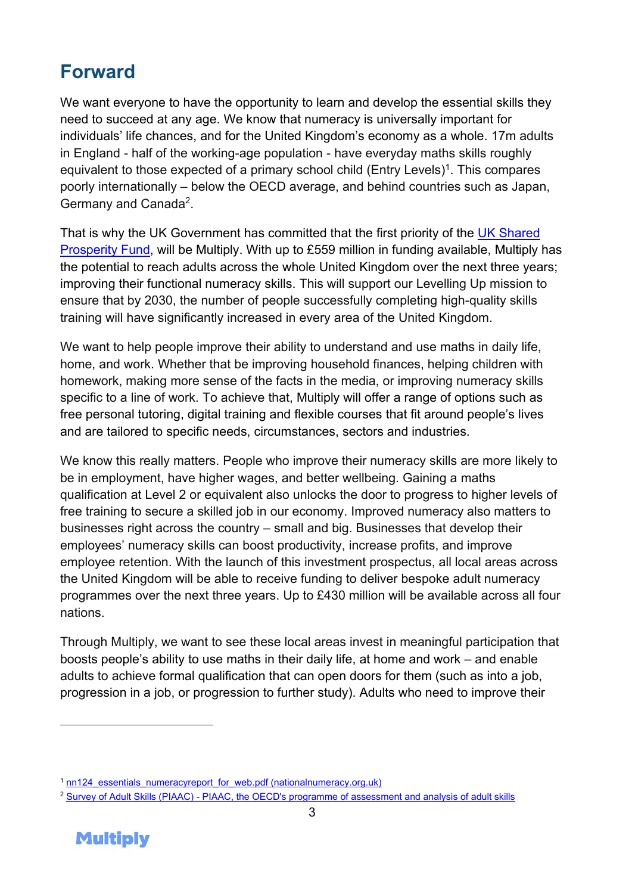## Forward

We want everyone to have the opportunity to learn and develop the essential skills they need to succeed at any age. We know that numeracy is universally important for individuals' life chances, and for the United Kingdom's economy as a whole. 17m adults in England - half of the working-age population - have everyday maths skills roughly equivalent to those expected of a primary school child (Entry Levels)[1]. This compares poorly internationally – below the OECD average, and behind countries such as Japan, Germany and Canada[2].

That is why the UK Government has committed that the first priority of the [UK Shared Prosperity Fund](), will be Multiply. With up to £559 million in funding available, Multiply has the potential to reach adults across the whole United Kingdom over the next three years; improving their functional numeracy skills. This will support our Levelling Up mission to ensure that by 2030, the number of people successfully completing high-quality skills training will have significantly increased in every area of the United Kingdom.

We want to help people improve their ability to understand and use maths in daily life, home, and work. Whether that be improving household finances, helping children with homework, making more sense of the facts in the media, or improving numeracy skills specific to a line of work. To achieve that, Multiply will offer a range of options such as free personal tutoring, digital training and flexible courses that fit around people's lives and are tailored to specific needs, circumstances, sectors and industries.

We know this really matters. People who improve their numeracy skills are more likely to be in employment, have higher wages, and better wellbeing. Gaining a maths qualification at Level 2 or equivalent also unlocks the door to progress to higher levels of free training to secure a skilled job in our economy. Improved numeracy also matters to businesses right across the country – small and big. Businesses that develop their employees' numeracy skills can boost productivity, increase profits, and improve employee retention. With the launch of this investment prospectus, all local areas across the United Kingdom will be able to receive funding to deliver bespoke adult numeracy programmes over the next three years. Up to £430 million will be available across all four nations.

Through Multiply, we want to see these local areas invest in meaningful participation that boosts people's ability to use maths in their daily life, at home and work – and enable adults to achieve formal qualification that can open doors for them (such as into a job, progression in a job, or progression to further study). Adults who need to improve their

---

[1] nn124_essentials_numeracyreport_for_web.pdf (nationalnumeracy.org.uk)

[2] Survey of Adult Skills (PIAAC) - PIAAC, the OECD's programme of assessment and analysis of adult skills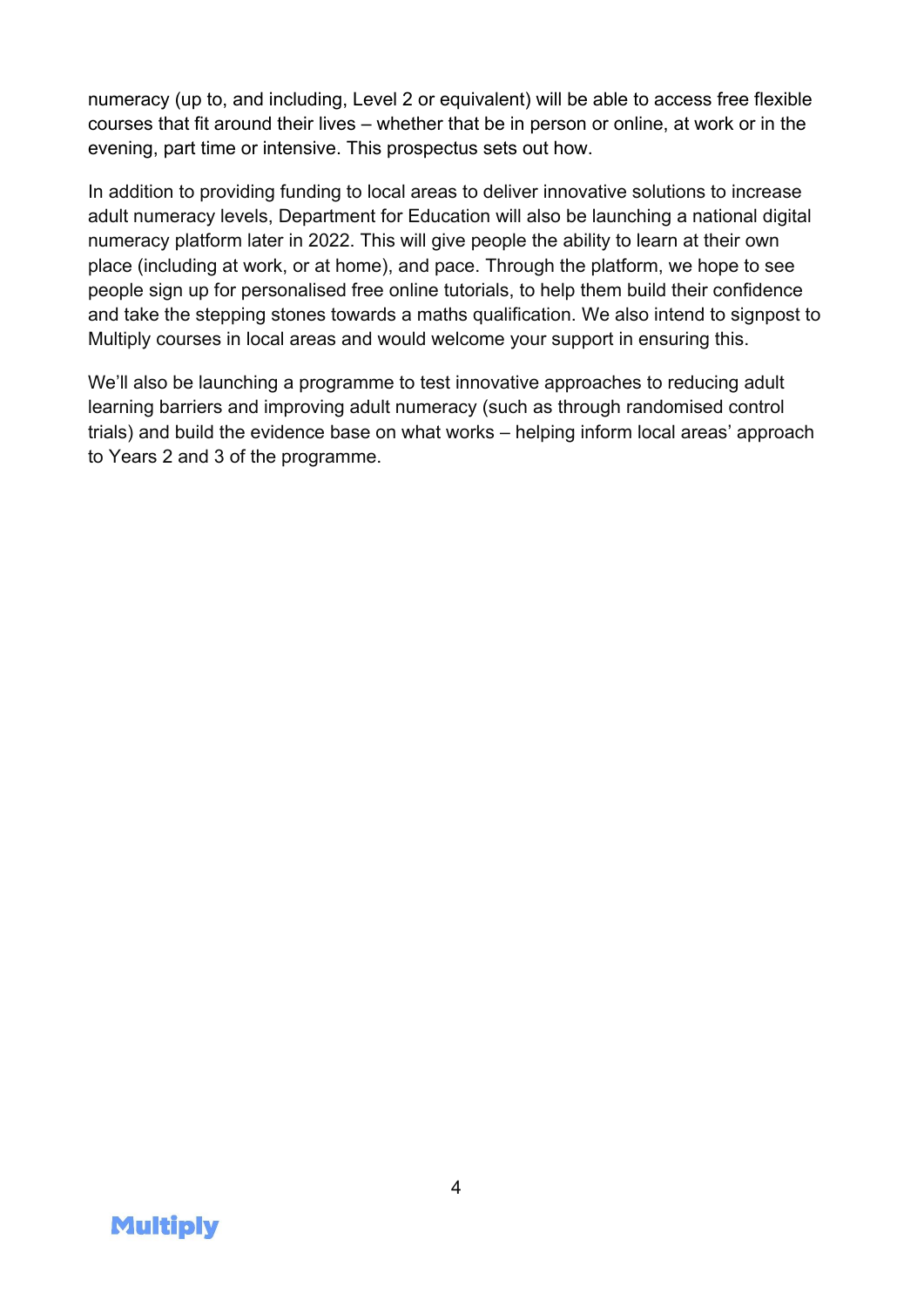numeracy (up to, and including, Level 2 or equivalent) will be able to access free flexible courses that fit around their lives – whether that be in person or online, at work or in the evening, part time or intensive. This prospectus sets out how.

In addition to providing funding to local areas to deliver innovative solutions to increase adult numeracy levels, Department for Education will also be launching a national digital numeracy platform later in 2022. This will give people the ability to learn at their own place (including at work, or at home), and pace. Through the platform, we hope to see people sign up for personalised free online tutorials, to help them build their confidence and take the stepping stones towards a maths qualification. We also intend to signpost to Multiply courses in local areas and would welcome your support in ensuring this.

We'll also be launching a programme to test innovative approaches to reducing adult learning barriers and improving adult numeracy (such as through randomised control trials) and build the evidence base on what works – helping inform local areas' approach to Years 2 and 3 of the programme.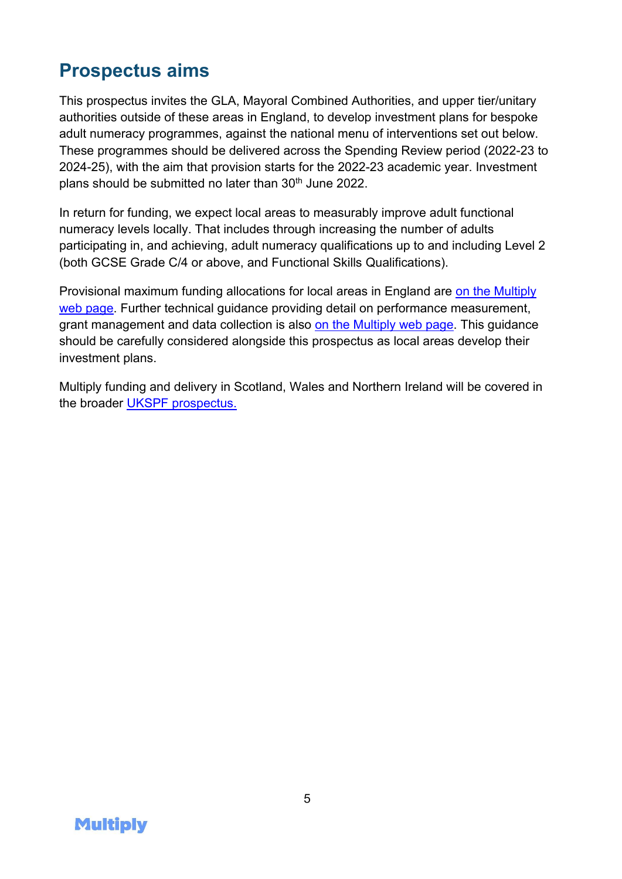## Prospectus aims

This prospectus invites the GLA, Mayoral Combined Authorities, and upper tier/unitary authorities outside of these areas in England, to develop investment plans for bespoke adult numeracy programmes, against the national menu of interventions set out below. These programmes should be delivered across the Spending Review period (2022-23 to 2024-25), with the aim that provision starts for the 2022-23 academic year. Investment plans should be submitted no later than 30th June 2022.

In return for funding, we expect local areas to measurably improve adult functional numeracy levels locally. That includes through increasing the number of adults participating in, and achieving, adult numeracy qualifications up to and including Level 2 (both GCSE Grade C/4 or above, and Functional Skills Qualifications).

Provisional maximum funding allocations for local areas in England are on the Multiply web page. Further technical guidance providing detail on performance measurement, grant management and data collection is also on the Multiply web page. This guidance should be carefully considered alongside this prospectus as local areas develop their investment plans.

Multiply funding and delivery in Scotland, Wales and Northern Ireland will be covered in the broader UKSPF prospectus.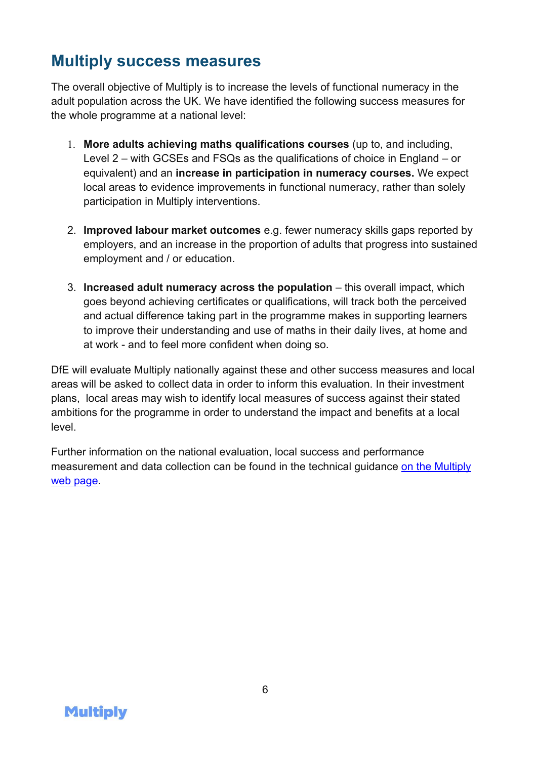## Multiply success measures

The overall objective of Multiply is to increase the levels of functional numeracy in the adult population across the UK. We have identified the following success measures for the whole programme at a national level:

1. **More adults achieving maths qualifications courses** (up to, and including, Level 2 – with GCSEs and FSQs as the qualifications of choice in England – or equivalent) and an **increase in participation in numeracy courses.** We expect local areas to evidence improvements in functional numeracy, rather than solely participation in Multiply interventions.

2. **Improved labour market outcomes** e.g. fewer numeracy skills gaps reported by employers, and an increase in the proportion of adults that progress into sustained employment and / or education.

3. **Increased adult numeracy across the population** – this overall impact, which goes beyond achieving certificates or qualifications, will track both the perceived and actual difference taking part in the programme makes in supporting learners to improve their understanding and use of maths in their daily lives, at home and at work - and to feel more confident when doing so.

DfE will evaluate Multiply nationally against these and other success measures and local areas will be asked to collect data in order to inform this evaluation. In their investment plans, local areas may wish to identify local measures of success against their stated ambitions for the programme in order to understand the impact and benefits at a local level.

Further information on the national evaluation, local success and performance measurement and data collection can be found in the technical guidance [on the Multiply web page].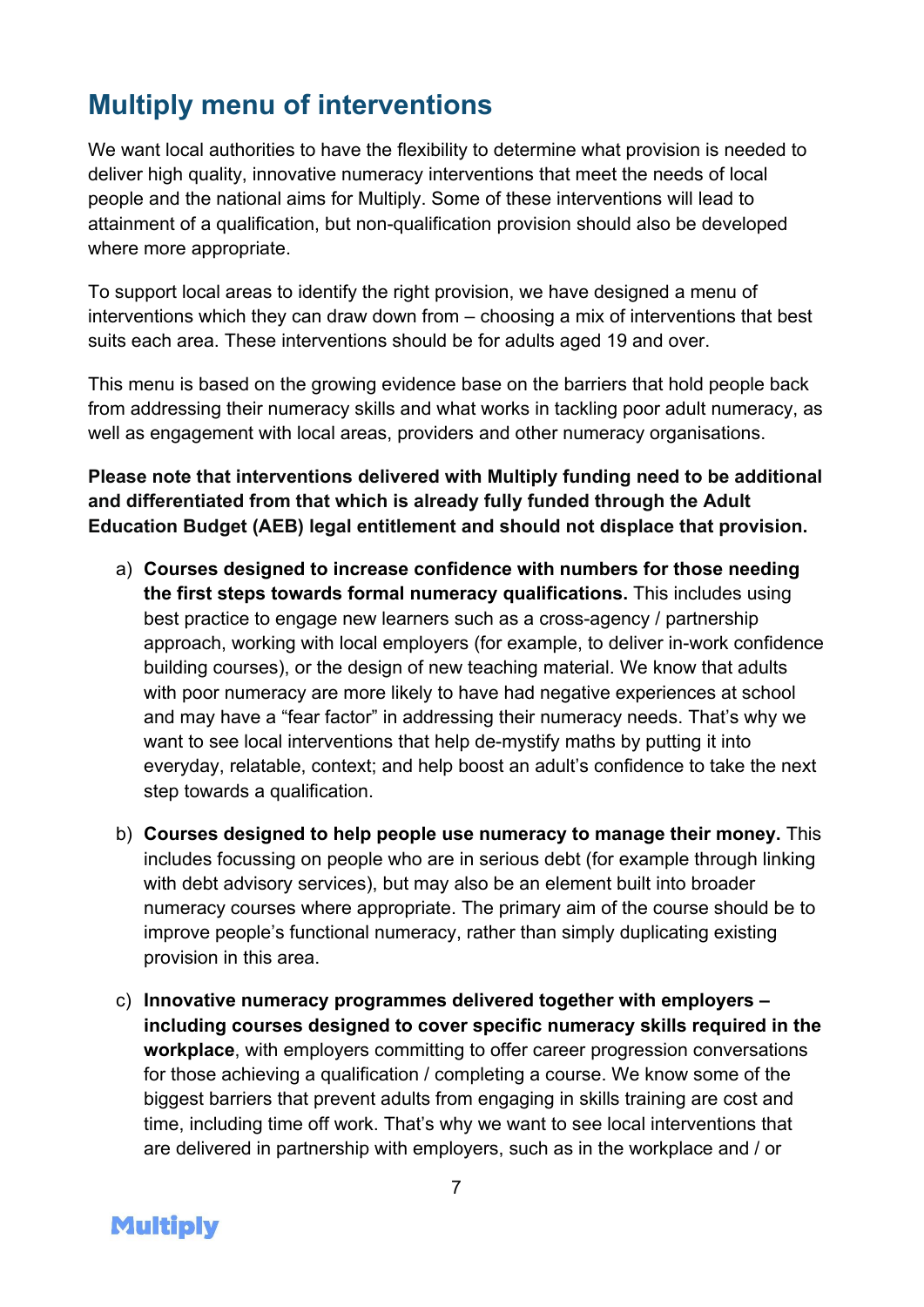## Multiply menu of interventions

We want local authorities to have the flexibility to determine what provision is needed to deliver high quality, innovative numeracy interventions that meet the needs of local people and the national aims for Multiply. Some of these interventions will lead to attainment of a qualification, but non-qualification provision should also be developed where more appropriate.

To support local areas to identify the right provision, we have designed a menu of interventions which they can draw down from – choosing a mix of interventions that best suits each area. These interventions should be for adults aged 19 and over.

This menu is based on the growing evidence base on the barriers that hold people back from addressing their numeracy skills and what works in tackling poor adult numeracy, as well as engagement with local areas, providers and other numeracy organisations.

**Please note that interventions delivered with Multiply funding need to be additional and differentiated from that which is already fully funded through the Adult Education Budget (AEB) legal entitlement and should not displace that provision.**

a) **Courses designed to increase confidence with numbers for those needing the first steps towards formal numeracy qualifications.** This includes using best practice to engage new learners such as a cross-agency / partnership approach, working with local employers (for example, to deliver in-work confidence building courses), or the design of new teaching material. We know that adults with poor numeracy are more likely to have had negative experiences at school and may have a "fear factor" in addressing their numeracy needs. That's why we want to see local interventions that help de-mystify maths by putting it into everyday, relatable, context; and help boost an adult's confidence to take the next step towards a qualification.

b) **Courses designed to help people use numeracy to manage their money.** This includes focussing on people who are in serious debt (for example through linking with debt advisory services), but may also be an element built into broader numeracy courses where appropriate. The primary aim of the course should be to improve people's functional numeracy, rather than simply duplicating existing provision in this area.

c) **Innovative numeracy programmes delivered together with employers – including courses designed to cover specific numeracy skills required in the workplace**, with employers committing to offer career progression conversations for those achieving a qualification / completing a course. We know some of the biggest barriers that prevent adults from engaging in skills training are cost and time, including time off work. That's why we want to see local interventions that are delivered in partnership with employers, such as in the workplace and / or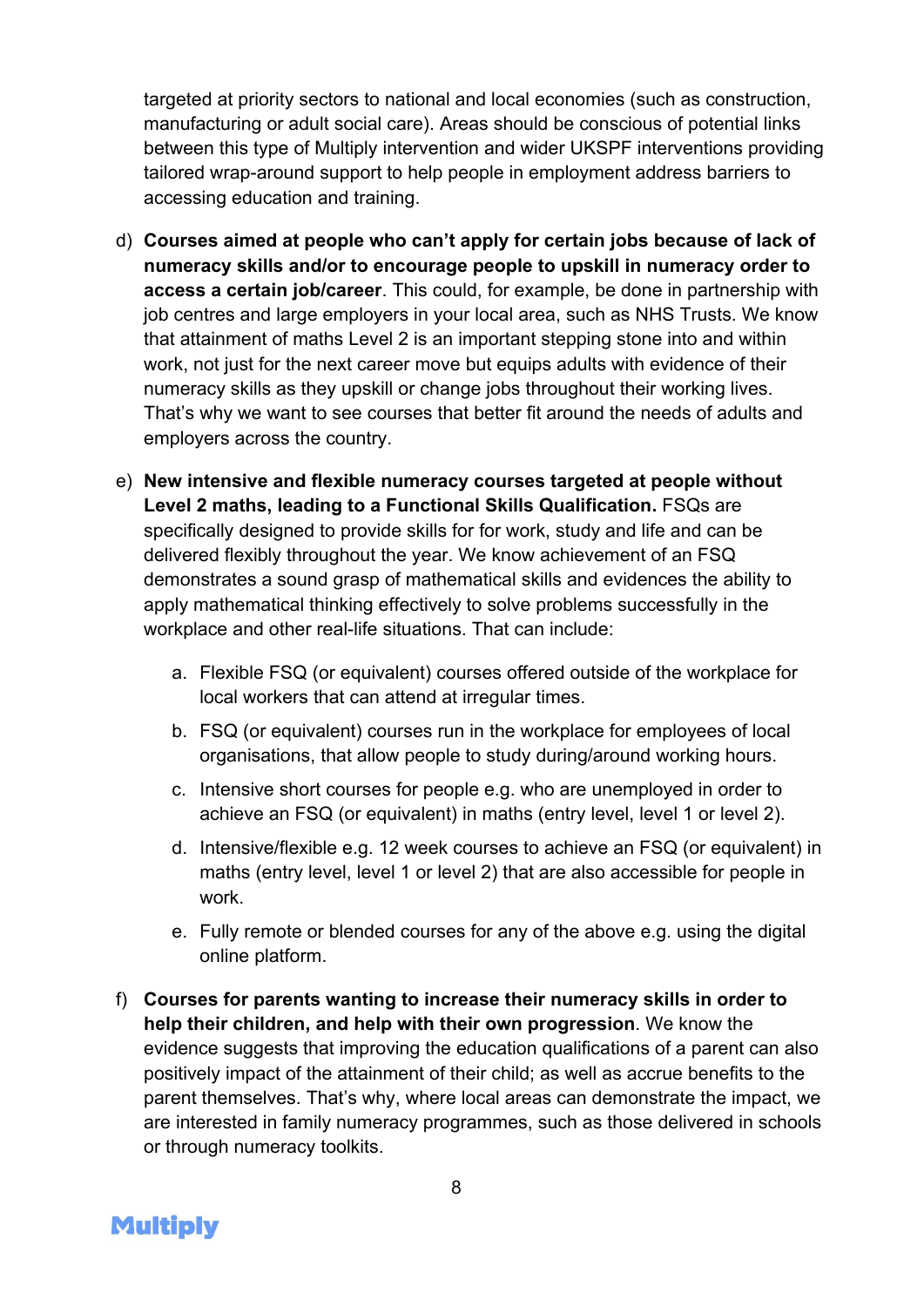targeted at priority sectors to national and local economies (such as construction, manufacturing or adult social care). Areas should be conscious of potential links between this type of Multiply intervention and wider UKSPF interventions providing tailored wrap-around support to help people in employment address barriers to accessing education and training.

d) **Courses aimed at people who can't apply for certain jobs because of lack of numeracy skills and/or to encourage people to upskill in numeracy order to access a certain job/career**. This could, for example, be done in partnership with job centres and large employers in your local area, such as NHS Trusts. We know that attainment of maths Level 2 is an important stepping stone into and within work, not just for the next career move but equips adults with evidence of their numeracy skills as they upskill or change jobs throughout their working lives. That's why we want to see courses that better fit around the needs of adults and employers across the country.

e) **New intensive and flexible numeracy courses targeted at people without Level 2 maths, leading to a Functional Skills Qualification.** FSQs are specifically designed to provide skills for for work, study and life and can be delivered flexibly throughout the year. We know achievement of an FSQ demonstrates a sound grasp of mathematical skills and evidences the ability to apply mathematical thinking effectively to solve problems successfully in the workplace and other real-life situations. That can include:

    a. Flexible FSQ (or equivalent) courses offered outside of the workplace for local workers that can attend at irregular times.

    b. FSQ (or equivalent) courses run in the workplace for employees of local organisations, that allow people to study during/around working hours.

    c. Intensive short courses for people e.g. who are unemployed in order to achieve an FSQ (or equivalent) in maths (entry level, level 1 or level 2).

    d. Intensive/flexible e.g. 12 week courses to achieve an FSQ (or equivalent) in maths (entry level, level 1 or level 2) that are also accessible for people in work.

    e. Fully remote or blended courses for any of the above e.g. using the digital online platform.

f) **Courses for parents wanting to increase their numeracy skills in order to help their children, and help with their own progression**. We know the evidence suggests that improving the education qualifications of a parent can also positively impact of the attainment of their child; as well as accrue benefits to the parent themselves. That's why, where local areas can demonstrate the impact, we are interested in family numeracy programmes, such as those delivered in schools or through numeracy toolkits.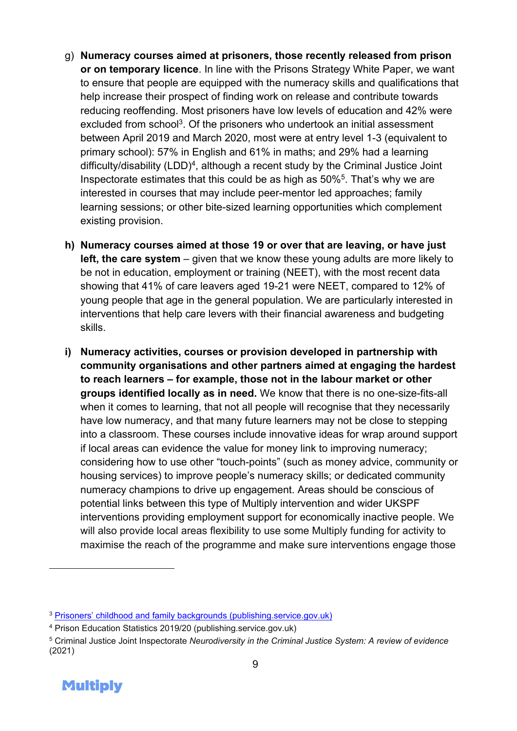g) **Numeracy courses aimed at prisoners, those recently released from prison or on temporary licence**. In line with the Prisons Strategy White Paper, we want to ensure that people are equipped with the numeracy skills and qualifications that help increase their prospect of finding work on release and contribute towards reducing reoffending. Most prisoners have low levels of education and 42% were excluded from school[3]. Of the prisoners who undertook an initial assessment between April 2019 and March 2020, most were at entry level 1-3 (equivalent to primary school): 57% in English and 61% in maths; and 29% had a learning difficulty/disability (LDD)[4], although a recent study by the Criminal Justice Joint Inspectorate estimates that this could be as high as 50%[5]. That's why we are interested in courses that may include peer-mentor led approaches; family learning sessions; or other bite-sized learning opportunities which complement existing provision.

**h) Numeracy courses aimed at those 19 or over that are leaving, or have just left, the care system** – given that we know these young adults are more likely to be not in education, employment or training (NEET), with the most recent data showing that 41% of care leavers aged 19-21 were NEET, compared to 12% of young people that age in the general population. We are particularly interested in interventions that help care levers with their financial awareness and budgeting skills.

**i) Numeracy activities, courses or provision developed in partnership with community organisations and other partners aimed at engaging the hardest to reach learners – for example, those not in the labour market or other groups identified locally as in need.** We know that there is no one-size-fits-all when it comes to learning, that not all people will recognise that they necessarily have low numeracy, and that many future learners may not be close to stepping into a classroom. These courses include innovative ideas for wrap around support if local areas can evidence the value for money link to improving numeracy; considering how to use other "touch-points" (such as money advice, community or housing services) to improve people's numeracy skills; or dedicated community numeracy champions to drive up engagement. Areas should be conscious of potential links between this type of Multiply intervention and wider UKSPF interventions providing employment support for economically inactive people. We will also provide local areas flexibility to use some Multiply funding for activity to maximise the reach of the programme and make sure interventions engage those

---

[3] Prisoners' childhood and family backgrounds (publishing.service.gov.uk)

[4] Prison Education Statistics 2019/20 (publishing.service.gov.uk)

[5] Criminal Justice Joint Inspectorate *Neurodiversity in the Criminal Justice System: A review of evidence* (2021)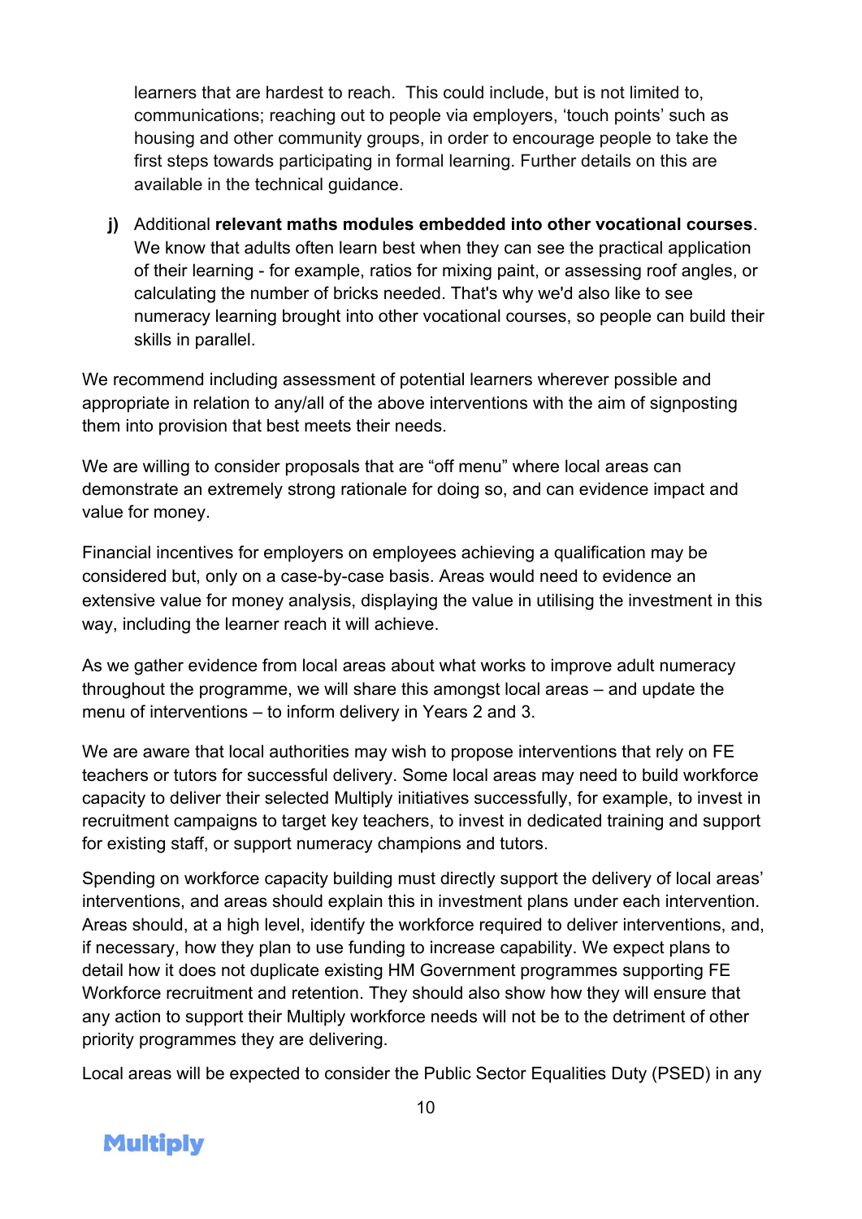learners that are hardest to reach. This could include, but is not limited to, communications; reaching out to people via employers, 'touch points' such as housing and other community groups, in order to encourage people to take the first steps towards participating in formal learning. Further details on this are available in the technical guidance.

**j)** Additional **relevant maths modules embedded into other vocational courses**. We know that adults often learn best when they can see the practical application of their learning - for example, ratios for mixing paint, or assessing roof angles, or calculating the number of bricks needed. That's why we'd also like to see numeracy learning brought into other vocational courses, so people can build their skills in parallel.

We recommend including assessment of potential learners wherever possible and appropriate in relation to any/all of the above interventions with the aim of signposting them into provision that best meets their needs.

We are willing to consider proposals that are "off menu" where local areas can demonstrate an extremely strong rationale for doing so, and can evidence impact and value for money.

Financial incentives for employers on employees achieving a qualification may be considered but, only on a case-by-case basis. Areas would need to evidence an extensive value for money analysis, displaying the value in utilising the investment in this way, including the learner reach it will achieve.

As we gather evidence from local areas about what works to improve adult numeracy throughout the programme, we will share this amongst local areas – and update the menu of interventions – to inform delivery in Years 2 and 3.

We are aware that local authorities may wish to propose interventions that rely on FE teachers or tutors for successful delivery. Some local areas may need to build workforce capacity to deliver their selected Multiply initiatives successfully, for example, to invest in recruitment campaigns to target key teachers, to invest in dedicated training and support for existing staff, or support numeracy champions and tutors.

Spending on workforce capacity building must directly support the delivery of local areas' interventions, and areas should explain this in investment plans under each intervention. Areas should, at a high level, identify the workforce required to deliver interventions, and, if necessary, how they plan to use funding to increase capability. We expect plans to detail how it does not duplicate existing HM Government programmes supporting FE Workforce recruitment and retention. They should also show how they will ensure that any action to support their Multiply workforce needs will not be to the detriment of other priority programmes they are delivering.

Local areas will be expected to consider the Public Sector Equalities Duty (PSED) in any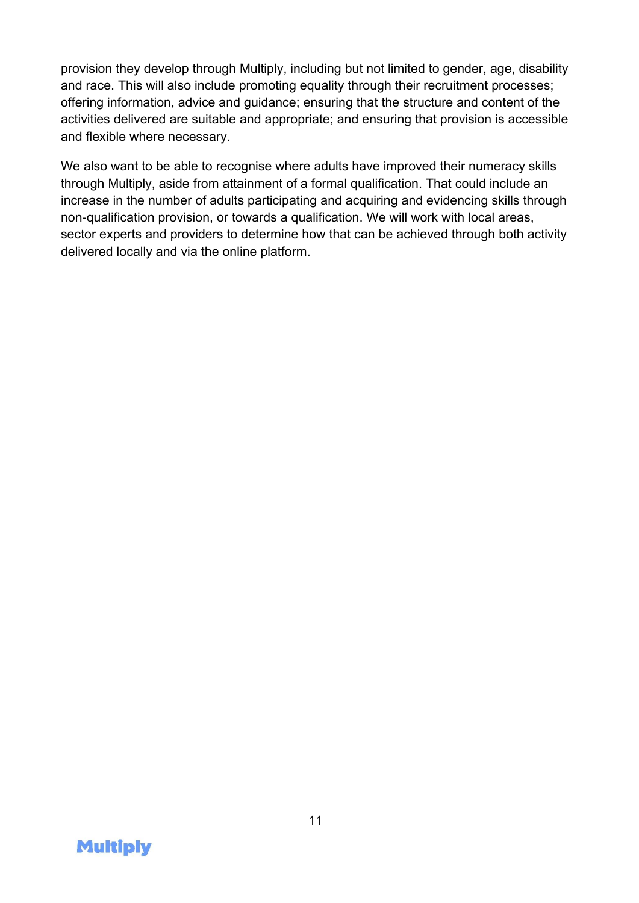provision they develop through Multiply, including but not limited to gender, age, disability and race. This will also include promoting equality through their recruitment processes; offering information, advice and guidance; ensuring that the structure and content of the activities delivered are suitable and appropriate; and ensuring that provision is accessible and flexible where necessary.

We also want to be able to recognise where adults have improved their numeracy skills through Multiply, aside from attainment of a formal qualification. That could include an increase in the number of adults participating and acquiring and evidencing skills through non-qualification provision, or towards a qualification. We will work with local areas, sector experts and providers to determine how that can be achieved through both activity delivered locally and via the online platform.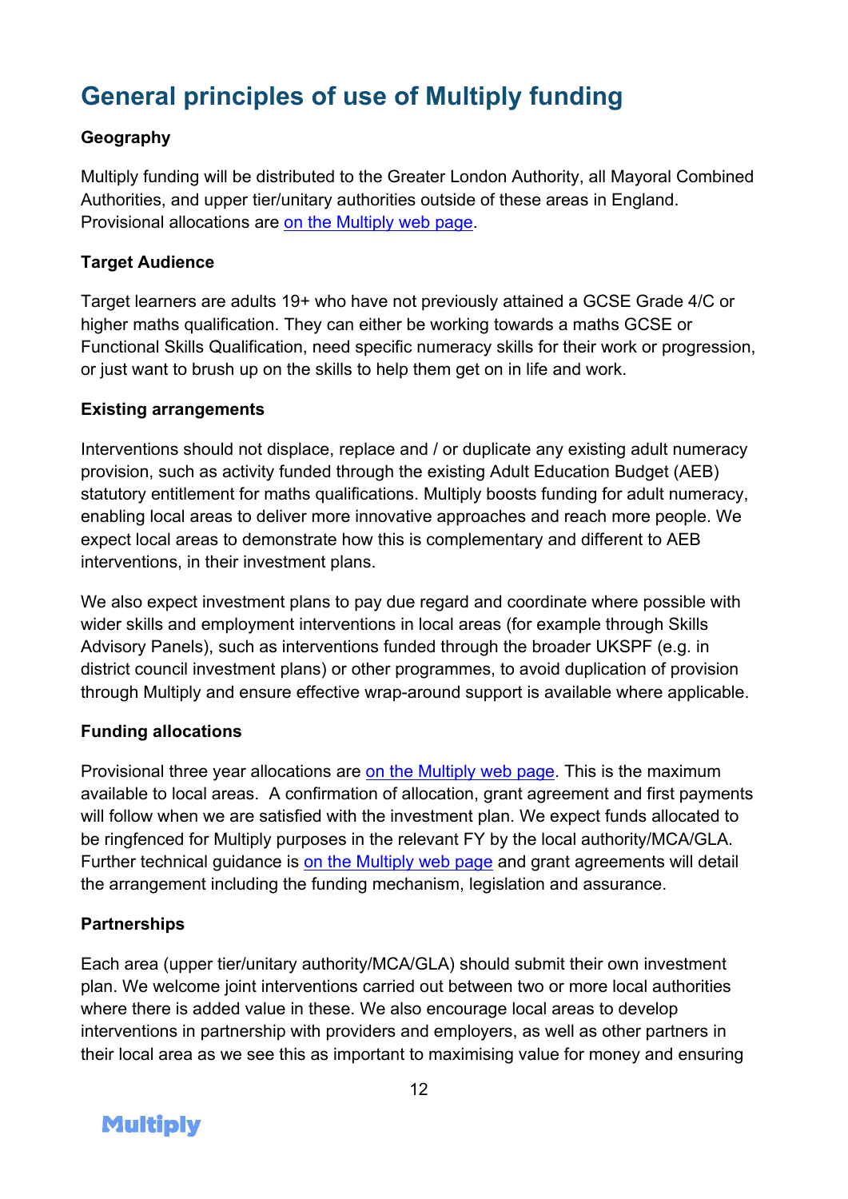## General principles of use of Multiply funding

**Geography**

Multiply funding will be distributed to the Greater London Authority, all Mayoral Combined Authorities, and upper tier/unitary authorities outside of these areas in England. Provisional allocations are on the Multiply web page.

**Target Audience**

Target learners are adults 19+ who have not previously attained a GCSE Grade 4/C or higher maths qualification. They can either be working towards a maths GCSE or Functional Skills Qualification, need specific numeracy skills for their work or progression, or just want to brush up on the skills to help them get on in life and work.

**Existing arrangements**

Interventions should not displace, replace and / or duplicate any existing adult numeracy provision, such as activity funded through the existing Adult Education Budget (AEB) statutory entitlement for maths qualifications. Multiply boosts funding for adult numeracy, enabling local areas to deliver more innovative approaches and reach more people. We expect local areas to demonstrate how this is complementary and different to AEB interventions, in their investment plans.

We also expect investment plans to pay due regard and coordinate where possible with wider skills and employment interventions in local areas (for example through Skills Advisory Panels), such as interventions funded through the broader UKSPF (e.g. in district council investment plans) or other programmes, to avoid duplication of provision through Multiply and ensure effective wrap-around support is available where applicable.

**Funding allocations**

Provisional three year allocations are on the Multiply web page. This is the maximum available to local areas. A confirmation of allocation, grant agreement and first payments will follow when we are satisfied with the investment plan. We expect funds allocated to be ringfenced for Multiply purposes in the relevant FY by the local authority/MCA/GLA. Further technical guidance is on the Multiply web page and grant agreements will detail the arrangement including the funding mechanism, legislation and assurance.

**Partnerships**

Each area (upper tier/unitary authority/MCA/GLA) should submit their own investment plan. We welcome joint interventions carried out between two or more local authorities where there is added value in these. We also encourage local areas to develop interventions in partnership with providers and employers, as well as other partners in their local area as we see this as important to maximising value for money and ensuring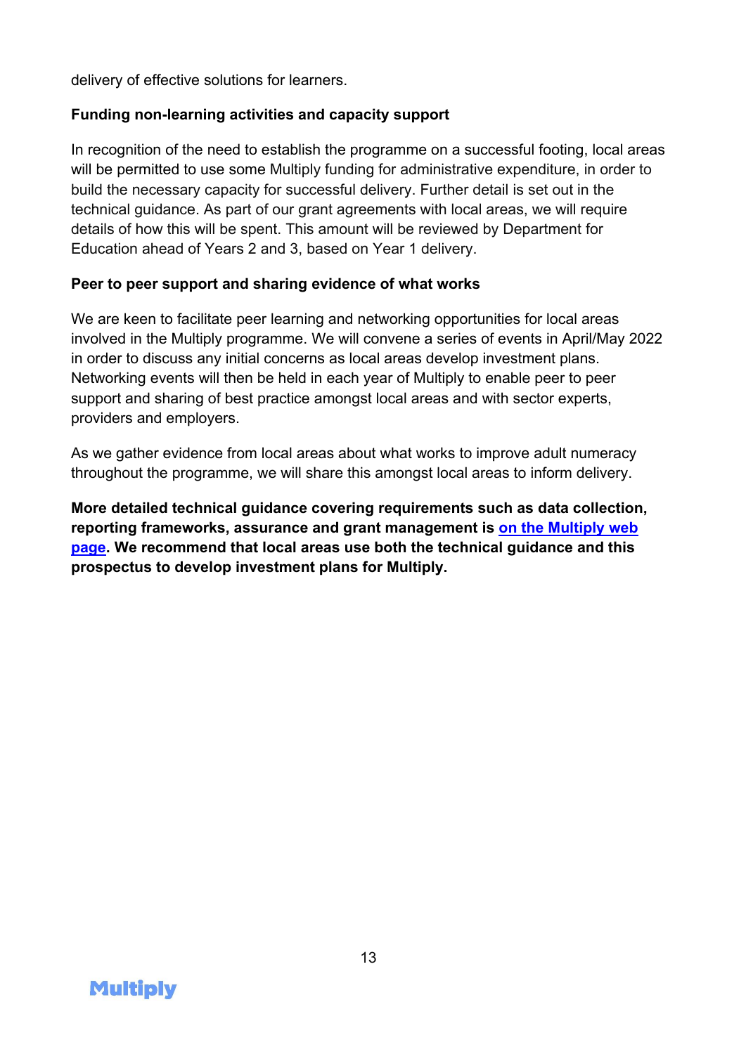delivery of effective solutions for learners.

**Funding non-learning activities and capacity support**

In recognition of the need to establish the programme on a successful footing, local areas will be permitted to use some Multiply funding for administrative expenditure, in order to build the necessary capacity for successful delivery. Further detail is set out in the technical guidance. As part of our grant agreements with local areas, we will require details of how this will be spent. This amount will be reviewed by Department for Education ahead of Years 2 and 3, based on Year 1 delivery.

**Peer to peer support and sharing evidence of what works**

We are keen to facilitate peer learning and networking opportunities for local areas involved in the Multiply programme. We will convene a series of events in April/May 2022 in order to discuss any initial concerns as local areas develop investment plans. Networking events will then be held in each year of Multiply to enable peer to peer support and sharing of best practice amongst local areas and with sector experts, providers and employers.

As we gather evidence from local areas about what works to improve adult numeracy throughout the programme, we will share this amongst local areas to inform delivery.

**More detailed technical guidance covering requirements such as data collection, reporting frameworks, assurance and grant management is [on the Multiply web page](). We recommend that local areas use both the technical guidance and this prospectus to develop investment plans for Multiply.**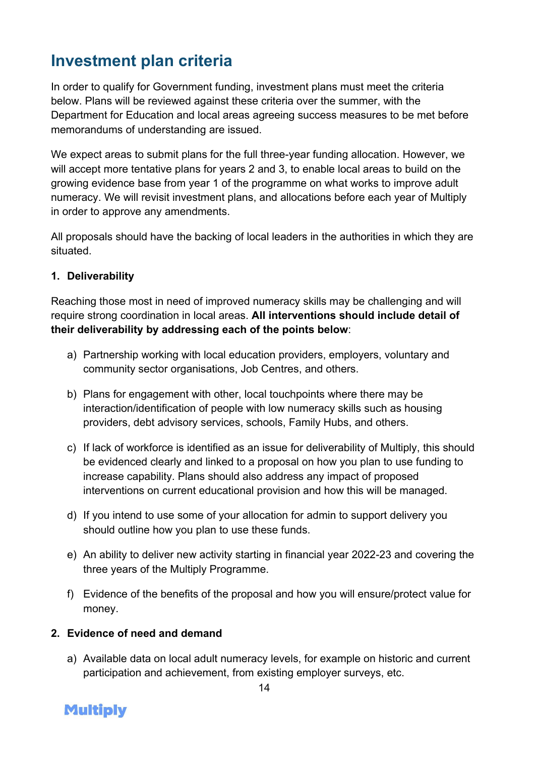## Investment plan criteria

In order to qualify for Government funding, investment plans must meet the criteria below. Plans will be reviewed against these criteria over the summer, with the Department for Education and local areas agreeing success measures to be met before memorandums of understanding are issued.

We expect areas to submit plans for the full three-year funding allocation. However, we will accept more tentative plans for years 2 and 3, to enable local areas to build on the growing evidence base from year 1 of the programme on what works to improve adult numeracy. We will revisit investment plans, and allocations before each year of Multiply in order to approve any amendments.

All proposals should have the backing of local leaders in the authorities in which they are situated.

**1. Deliverability**

Reaching those most in need of improved numeracy skills may be challenging and will require strong coordination in local areas. **All interventions should include detail of their deliverability by addressing each of the points below**:

a) Partnership working with local education providers, employers, voluntary and community sector organisations, Job Centres, and others.

b) Plans for engagement with other, local touchpoints where there may be interaction/identification of people with low numeracy skills such as housing providers, debt advisory services, schools, Family Hubs, and others.

c) If lack of workforce is identified as an issue for deliverability of Multiply, this should be evidenced clearly and linked to a proposal on how you plan to use funding to increase capability. Plans should also address any impact of proposed interventions on current educational provision and how this will be managed.

d) If you intend to use some of your allocation for admin to support delivery you should outline how you plan to use these funds.

e) An ability to deliver new activity starting in financial year 2022-23 and covering the three years of the Multiply Programme.

f) Evidence of the benefits of the proposal and how you will ensure/protect value for money.

**2. Evidence of need and demand**

a) Available data on local adult numeracy levels, for example on historic and current participation and achievement, from existing employer surveys, etc.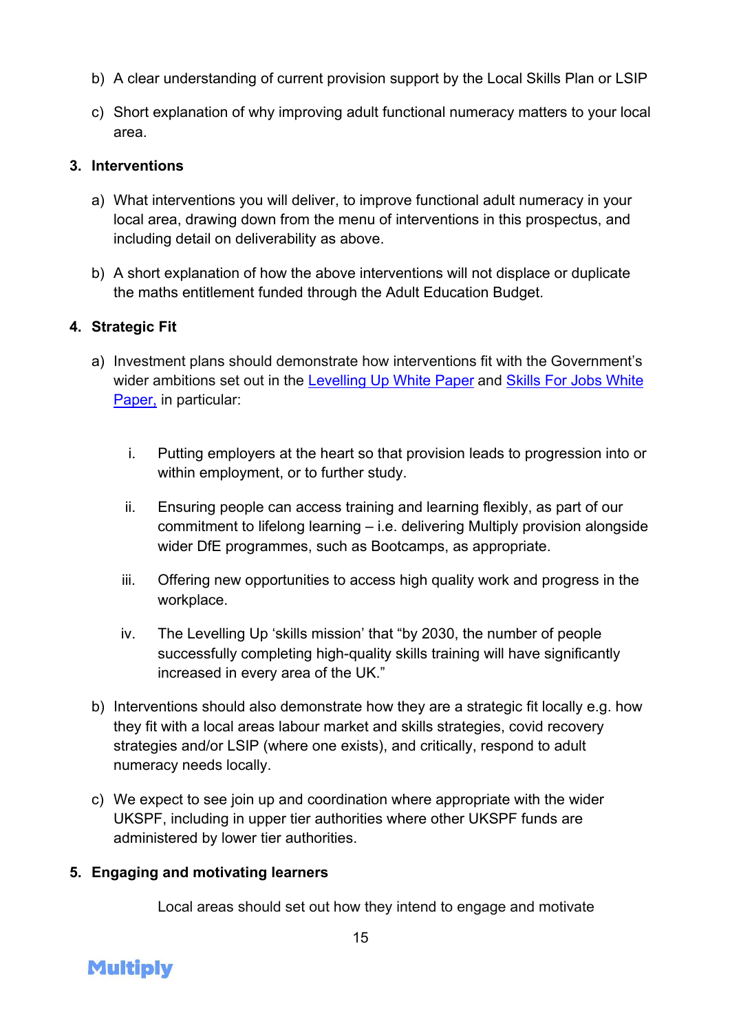b) A clear understanding of current provision support by the Local Skills Plan or LSIP

c) Short explanation of why improving adult functional numeracy matters to your local area.

3. **Interventions**

a) What interventions you will deliver, to improve functional adult numeracy in your local area, drawing down from the menu of interventions in this prospectus, and including detail on deliverability as above.

b) A short explanation of how the above interventions will not displace or duplicate the maths entitlement funded through the Adult Education Budget.

4. **Strategic Fit**

a) Investment plans should demonstrate how interventions fit with the Government's wider ambitions set out in the Levelling Up White Paper and Skills For Jobs White Paper, in particular:

   i. Putting employers at the heart so that provision leads to progression into or within employment, or to further study.

   ii. Ensuring people can access training and learning flexibly, as part of our commitment to lifelong learning – i.e. delivering Multiply provision alongside wider DfE programmes, such as Bootcamps, as appropriate.

   iii. Offering new opportunities to access high quality work and progress in the workplace.

   iv. The Levelling Up 'skills mission' that "by 2030, the number of people successfully completing high-quality skills training will have significantly increased in every area of the UK."

b) Interventions should also demonstrate how they are a strategic fit locally e.g. how they fit with a local areas labour market and skills strategies, covid recovery strategies and/or LSIP (where one exists), and critically, respond to adult numeracy needs locally.

c) We expect to see join up and coordination where appropriate with the wider UKSPF, including in upper tier authorities where other UKSPF funds are administered by lower tier authorities.

5. **Engaging and motivating learners**

Local areas should set out how they intend to engage and motivate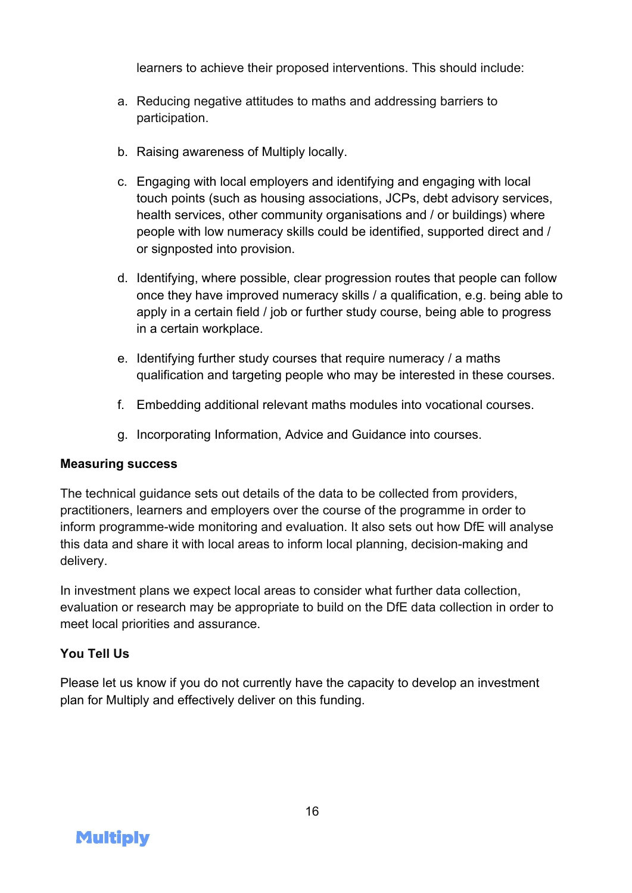learners to achieve their proposed interventions. This should include:

a. Reducing negative attitudes to maths and addressing barriers to participation.

b. Raising awareness of Multiply locally.

c. Engaging with local employers and identifying and engaging with local touch points (such as housing associations, JCPs, debt advisory services, health services, other community organisations and / or buildings) where people with low numeracy skills could be identified, supported direct and / or signposted into provision.

d. Identifying, where possible, clear progression routes that people can follow once they have improved numeracy skills / a qualification, e.g. being able to apply in a certain field / job or further study course, being able to progress in a certain workplace.

e. Identifying further study courses that require numeracy / a maths qualification and targeting people who may be interested in these courses.

f. Embedding additional relevant maths modules into vocational courses.

g. Incorporating Information, Advice and Guidance into courses.

**Measuring success**

The technical guidance sets out details of the data to be collected from providers, practitioners, learners and employers over the course of the programme in order to inform programme-wide monitoring and evaluation. It also sets out how DfE will analyse this data and share it with local areas to inform local planning, decision-making and delivery.

In investment plans we expect local areas to consider what further data collection, evaluation or research may be appropriate to build on the DfE data collection in order to meet local priorities and assurance.

**You Tell Us**

Please let us know if you do not currently have the capacity to develop an investment plan for Multiply and effectively deliver on this funding.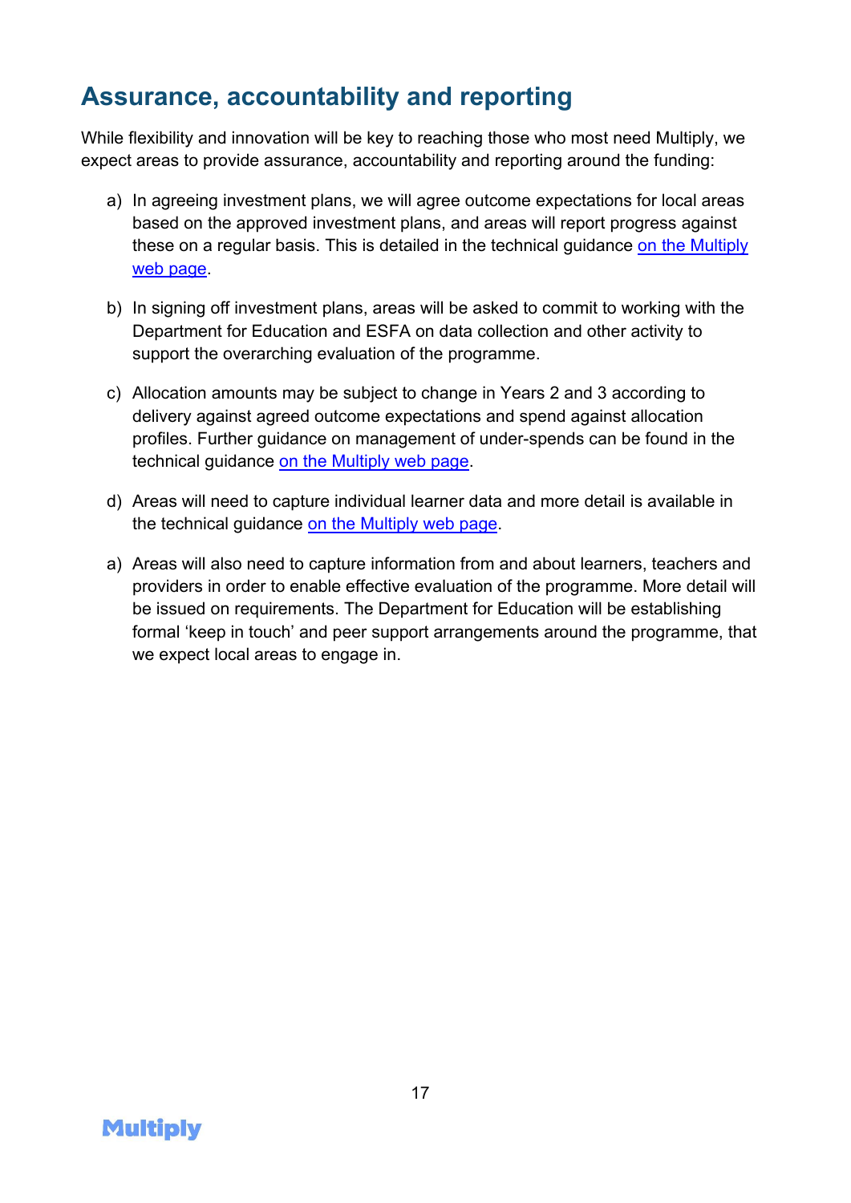## Assurance, accountability and reporting

While flexibility and innovation will be key to reaching those who most need Multiply, we expect areas to provide assurance, accountability and reporting around the funding:

a) In agreeing investment plans, we will agree outcome expectations for local areas based on the approved investment plans, and areas will report progress against these on a regular basis. This is detailed in the technical guidance on the Multiply web page.

b) In signing off investment plans, areas will be asked to commit to working with the Department for Education and ESFA on data collection and other activity to support the overarching evaluation of the programme.

c) Allocation amounts may be subject to change in Years 2 and 3 according to delivery against agreed outcome expectations and spend against allocation profiles. Further guidance on management of under-spends can be found in the technical guidance on the Multiply web page.

d) Areas will need to capture individual learner data and more detail is available in the technical guidance on the Multiply web page.

a) Areas will also need to capture information from and about learners, teachers and providers in order to enable effective evaluation of the programme. More detail will be issued on requirements. The Department for Education will be establishing formal 'keep in touch' and peer support arrangements around the programme, that we expect local areas to engage in.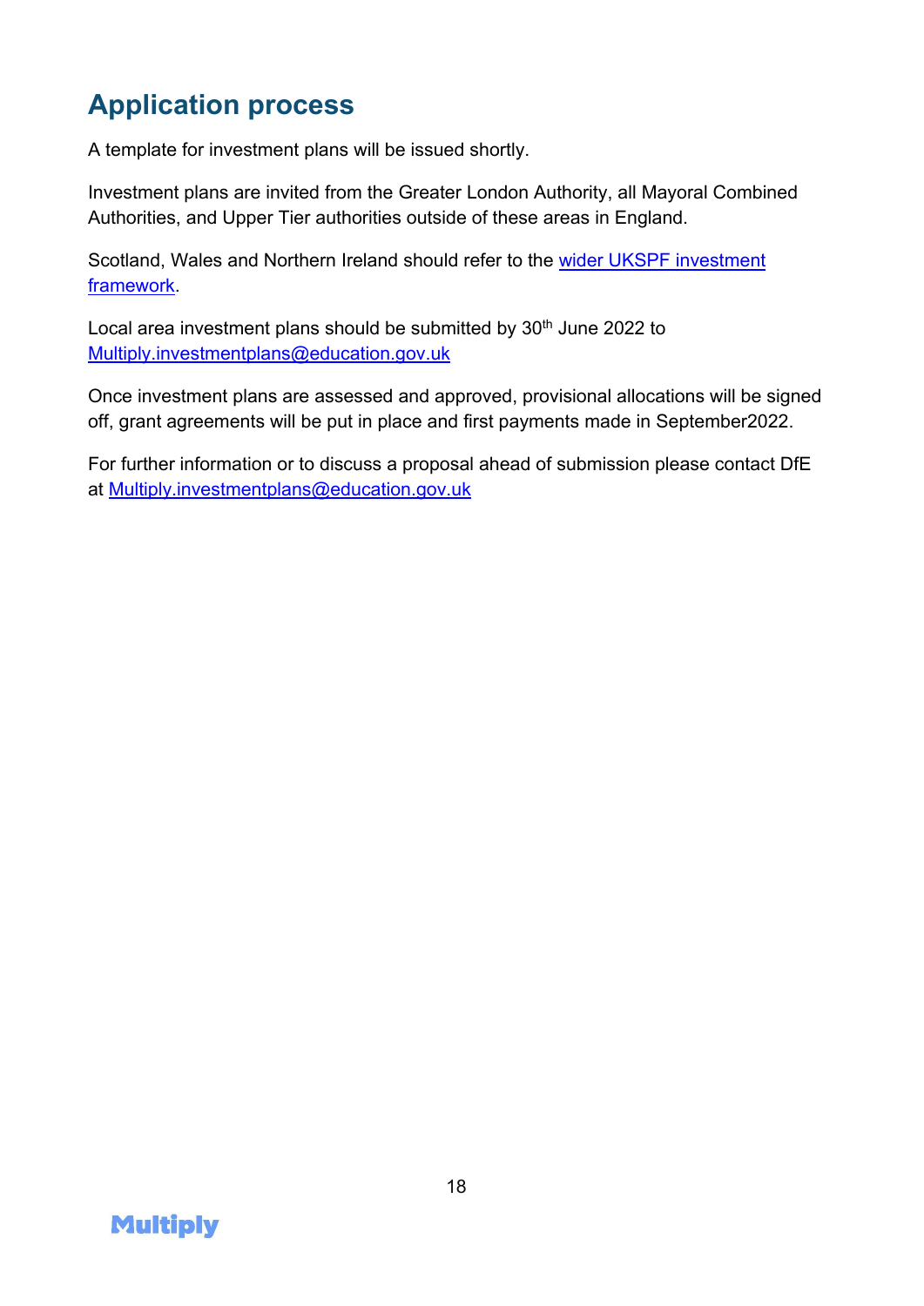## Application process

A template for investment plans will be issued shortly.

Investment plans are invited from the Greater London Authority, all Mayoral Combined Authorities, and Upper Tier authorities outside of these areas in England.

Scotland, Wales and Northern Ireland should refer to the [wider UKSPF investment framework](wider UKSPF investment framework).

Local area investment plans should be submitted by 30th June 2022 to Multiply.investmentplans@education.gov.uk

Once investment plans are assessed and approved, provisional allocations will be signed off, grant agreements will be put in place and first payments made in September2022.

For further information or to discuss a proposal ahead of submission please contact DfE at Multiply.investmentplans@education.gov.uk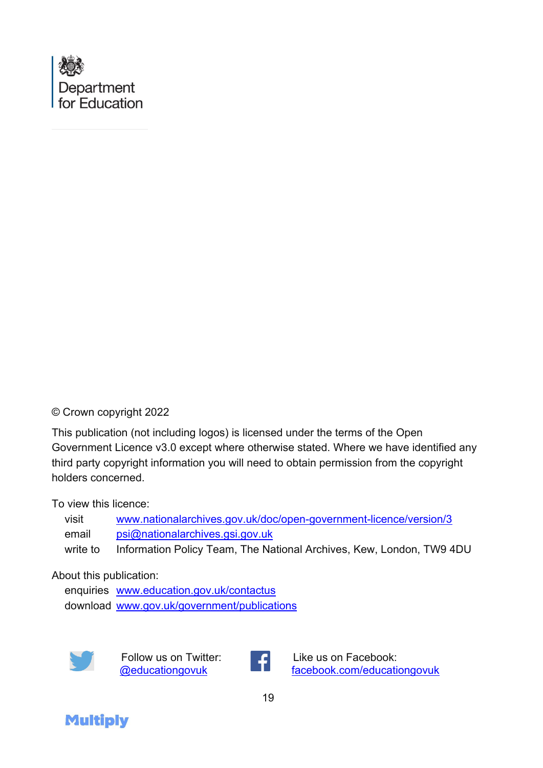Department for Education

© Crown copyright 2022

This publication (not including logos) is licensed under the terms of the Open Government Licence v3.0 except where otherwise stated. Where we have identified any third party copyright information you will need to obtain permission from the copyright holders concerned.

To view this licence:

| | |
|---|---|
| visit | www.nationalarchives.gov.uk/doc/open-government-licence/version/3 |
| email | psi@nationalarchives.gsi.gov.uk |
| write to | Information Policy Team, The National Archives, Kew, London, TW9 4DU |

About this publication:

| | |
|---|---|
| enquiries | www.education.gov.uk/contactus |
| download | www.gov.uk/government/publications |

Follow us on Twitter: @educationgovuk

Like us on Facebook: facebook.com/educationgovuk

Multiply